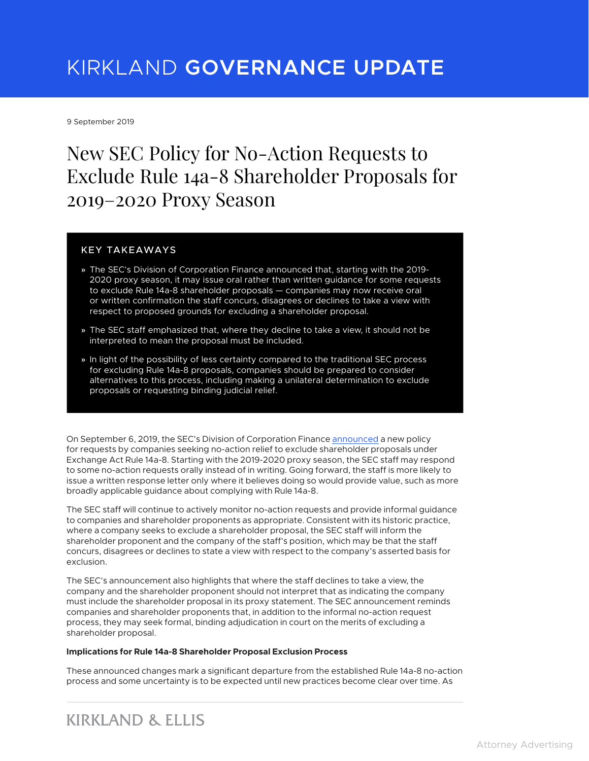# KIRKLAND GOVERNANCE UPDATE

9 September 2019

# New SEC Policy for No-Action Requests to Exclude Rule 14a-8 Shareholder Proposals for 2019–2020 Proxy Season

## KEY TAKEAWAYS

- The SEC's Division of Corporation Finance announced that, starting with the 2019-2020 proxy season, it may issue oral rather than written guidance for some requests to exclude Rule 14a-8 shareholder proposals — companies may now receive oral or written confirmation the staff concurs, disagrees or declines to take a view with respect to proposed grounds for excluding a shareholder proposal.
- The SEC staff emphasized that, where they decline to take a view, it should not be interpreted to mean the proposal must be included.
- In light of the possibility of less certainty compared to the traditional SEC process for excluding Rule 14a-8 proposals, companies should be prepared to consider alternatives to this process, including making a unilateral determination to exclude proposals or requesting binding judicial relief.

On September 6, 2019, the SEC's Division of Corporation Finance announced a new policy for requests by companies seeking no-action relief to exclude shareholder proposals under Exchange Act Rule 14a-8. Starting with the 2019-2020 proxy season, the SEC staff may respond to some no-action requests orally instead of in writing. Going forward, the staff is more likely to issue a written response letter only where it believes doing so would provide value, such as more broadly applicable guidance about complying with Rule 14a-8.

The SEC staff will continue to actively monitor no-action requests and provide informal guidance to companies and shareholder proponents as appropriate. Consistent with its historic practice, where a company seeks to exclude a shareholder proposal, the SEC staff will inform the shareholder proponent and the company of the staff's position, which may be that the staff concurs, disagrees or declines to state a view with respect to the company's asserted basis for exclusion.

The SEC's announcement also highlights that where the staff declines to take a view, the company and the shareholder proponent should not interpret that as indicating the company must include the shareholder proposal in its proxy statement. The SEC announcement reminds companies and shareholder proponents that, in addition to the informal no-action request process, they may seek formal, binding adjudication in court on the merits of excluding a shareholder proposal.

**Implications for Rule 14a-8 Shareholder Proposal Exclusion Process**

These announced changes mark a significant departure from the established Rule 14a-8 no-action process and some uncertainty is to be expected until new practices become clear over time. As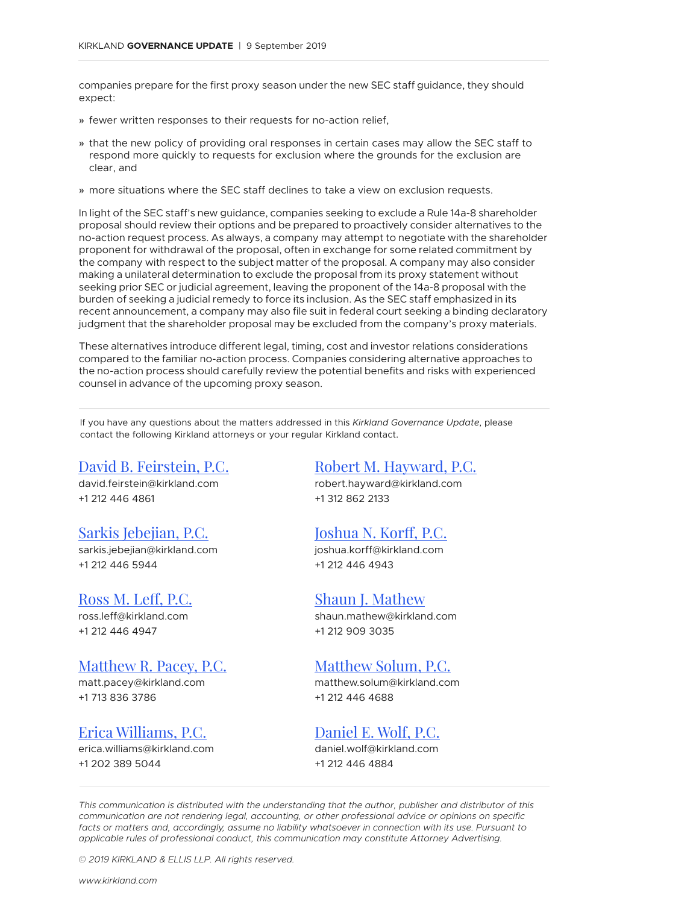companies prepare for the first proxy season under the new SEC staff guidance, they should expect:

- fewer written responses to their requests for no-action relief,
- that the new policy of providing oral responses in certain cases may allow the SEC staff to respond more quickly to requests for exclusion where the grounds for the exclusion are clear, and
- more situations where the SEC staff declines to take a view on exclusion requests.

In light of the SEC staff's new guidance, companies seeking to exclude a Rule 14a-8 shareholder proposal should review their options and be prepared to proactively consider alternatives to the no-action request process. As always, a company may attempt to negotiate with the shareholder proponent for withdrawal of the proposal, often in exchange for some related commitment by the company with respect to the subject matter of the proposal. A company may also consider making a unilateral determination to exclude the proposal from its proxy statement without seeking prior SEC or judicial agreement, leaving the proponent of the 14a-8 proposal with the burden of seeking a judicial remedy to force its inclusion. As the SEC staff emphasized in its recent announcement, a company may also file suit in federal court seeking a binding declaratory judgment that the shareholder proposal may be excluded from the company's proxy materials.

These alternatives introduce different legal, timing, cost and investor relations considerations compared to the familiar no-action process. Companies considering alternative approaches to the no-action process should carefully review the potential benefits and risks with experienced counsel in advance of the upcoming proxy season.

---

If you have any questions about the matters addressed in this *Kirkland Governance Update*, please contact the following Kirkland attorneys or your regular Kirkland contact.

**David B. Feirstein, P.C.**
david.feirstein@kirkland.com
+1 212 446 4861

**Robert M. Hayward, P.C.**
robert.hayward@kirkland.com
+1 312 862 2133

**Sarkis Jebejian, P.C.**
sarkis.jebejian@kirkland.com
+1 212 446 5944

**Joshua N. Korff, P.C.**
joshua.korff@kirkland.com
+1 212 446 4943

**Ross M. Leff, P.C.**
ross.leff@kirkland.com
+1 212 446 4947

**Shaun J. Mathew**
shaun.mathew@kirkland.com
+1 212 909 3035

**Matthew R. Pacey, P.C.**
matt.pacey@kirkland.com
+1 713 836 3786

**Matthew Solum, P.C.**
matthew.solum@kirkland.com
+1 212 446 4688

**Erica Williams, P.C.**
erica.williams@kirkland.com
+1 202 389 5044

**Daniel E. Wolf, P.C.**
daniel.wolf@kirkland.com
+1 212 446 4884

---

*This communication is distributed with the understanding that the author, publisher and distributor of this communication are not rendering legal, accounting, or other professional advice or opinions on specific facts or matters and, accordingly, assume no liability whatsoever in connection with its use. Pursuant to applicable rules of professional conduct, this communication may constitute Attorney Advertising.*

*© 2019 KIRKLAND & ELLIS LLP. All rights reserved.*

*www.kirkland.com*